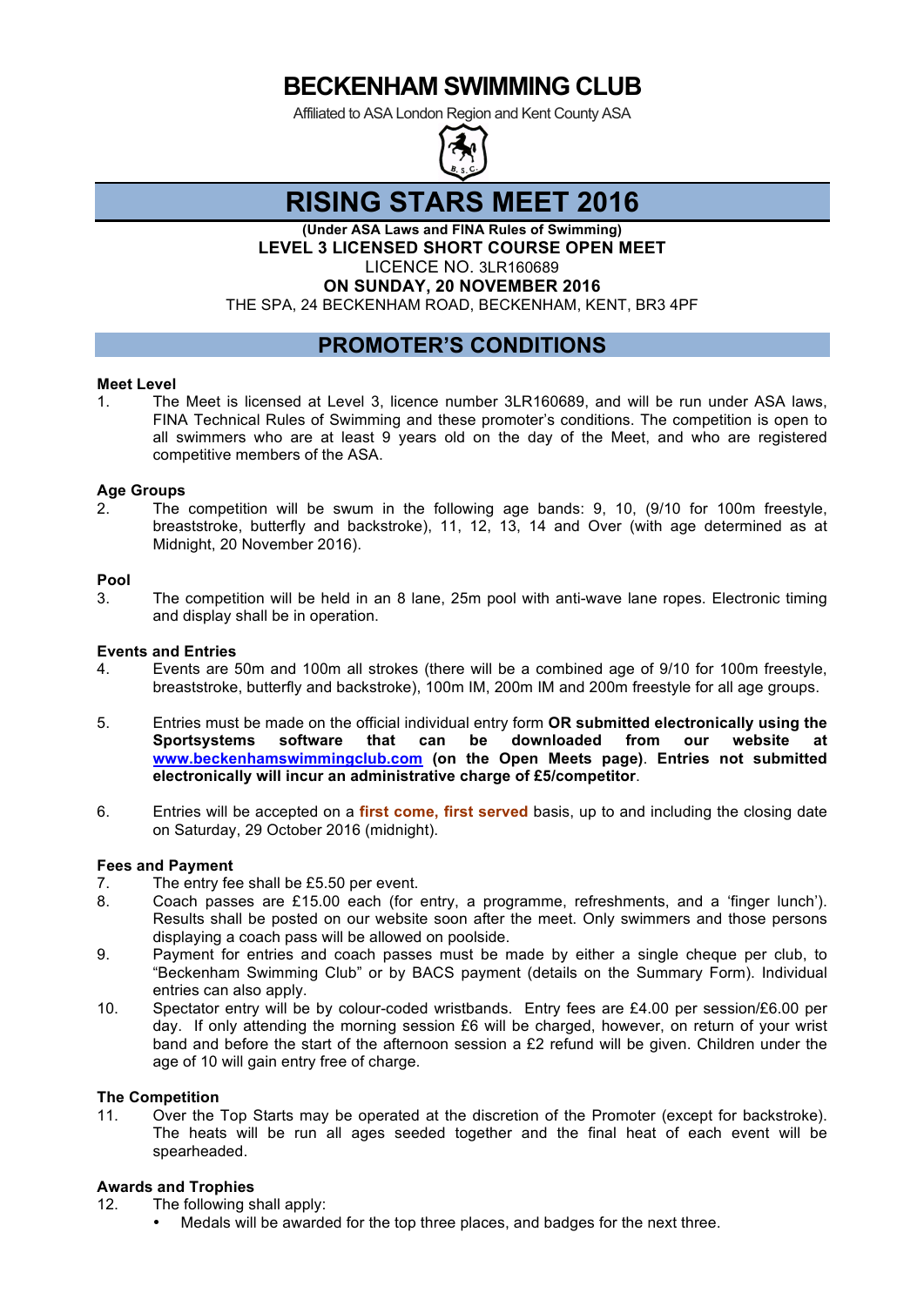# BECKENHAM SWIMMING CLUB

Affiliated to ASA London Region and Kent County ASA

# RISING STARS MEET 2016

**(Under ASA Laws and FINA Rules of Swimming)**

**LEVEL 3 LICENSED SHORT COURSE OPEN MEET**

LICENCE NO. 3LR160689

**ON SUNDAY, 20 NOVEMBER 2016**

THE SPA, 24 BECKENHAM ROAD, BECKENHAM, KENT, BR3 4PF

## PROMOTER'S CONDITIONS

### Meet Level

1. The Meet is licensed at Level 3, licence number 3LR160689, and will be run under ASA laws, FINA Technical Rules of Swimming and these promoter's conditions. The competition is open to all swimmers who are at least 9 years old on the day of the Meet, and who are registered competitive members of the ASA.

### Age Groups

2. The competition will be swum in the following age bands: 9, 10, (9/10 for 100m freestyle, breaststroke, butterfly and backstroke), 11, 12, 13, 14 and Over (with age determined as at Midnight, 20 November 2016).

### Pool

3. The competition will be held in an 8 lane, 25m pool with anti-wave lane ropes. Electronic timing and display shall be in operation.

### Events and Entries

4. Events are 50m and 100m all strokes (there will be a combined age of 9/10 for 100m freestyle, breaststroke, butterfly and backstroke), 100m IM, 200m IM and 200m freestyle for all age groups.

5. Entries must be made on the official individual entry form **OR submitted electronically using the Sportsystems software that can be downloaded from our website at www.beckenhamswimmingclub.com (on the Open Meets page). Entries not submitted electronically will incur an administrative charge of £5/competitor**.

6. Entries will be accepted on a **first come, first served** basis, up to and including the closing date on Saturday, 29 October 2016 (midnight).

### Fees and Payment

7. The entry fee shall be £5.50 per event.
8. Coach passes are £15.00 each (for entry, a programme, refreshments, and a 'finger lunch'). Results shall be posted on our website soon after the meet. Only swimmers and those persons displaying a coach pass will be allowed on poolside.
9. Payment for entries and coach passes must be made by either a single cheque per club, to "Beckenham Swimming Club" or by BACS payment (details on the Summary Form). Individual entries can also apply.
10. Spectator entry will be by colour-coded wristbands. Entry fees are £4.00 per session/£6.00 per day. If only attending the morning session £6 will be charged, however, on return of your wrist band and before the start of the afternoon session a £2 refund will be given. Children under the age of 10 will gain entry free of charge.

### The Competition

11. Over the Top Starts may be operated at the discretion of the Promoter (except for backstroke). The heats will be run all ages seeded together and the final heat of each event will be spearheaded.

### Awards and Trophies

12. The following shall apply:
    - Medals will be awarded for the top three places, and badges for the next three.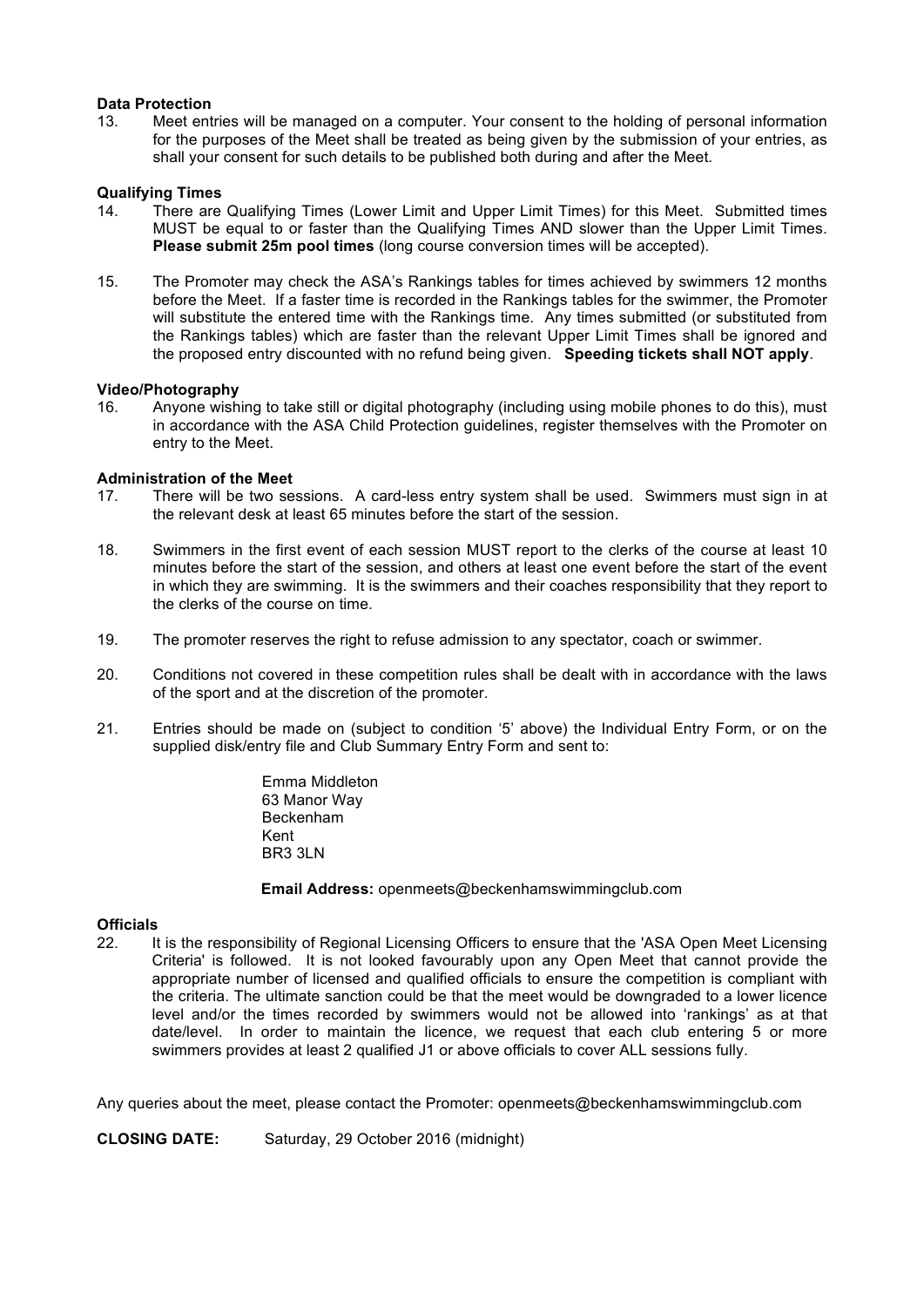**Data Protection**

13. Meet entries will be managed on a computer. Your consent to the holding of personal information for the purposes of the Meet shall be treated as being given by the submission of your entries, as shall your consent for such details to be published both during and after the Meet.

**Qualifying Times**

14. There are Qualifying Times (Lower Limit and Upper Limit Times) for this Meet. Submitted times MUST be equal to or faster than the Qualifying Times AND slower than the Upper Limit Times. **Please submit 25m pool times** (long course conversion times will be accepted).

15. The Promoter may check the ASA's Rankings tables for times achieved by swimmers 12 months before the Meet. If a faster time is recorded in the Rankings tables for the swimmer, the Promoter will substitute the entered time with the Rankings time. Any times submitted (or substituted from the Rankings tables) which are faster than the relevant Upper Limit Times shall be ignored and the proposed entry discounted with no refund being given. **Speeding tickets shall NOT apply**.

**Video/Photography**

16. Anyone wishing to take still or digital photography (including using mobile phones to do this), must in accordance with the ASA Child Protection guidelines, register themselves with the Promoter on entry to the Meet.

**Administration of the Meet**

17. There will be two sessions. A card-less entry system shall be used. Swimmers must sign in at the relevant desk at least 65 minutes before the start of the session.

18. Swimmers in the first event of each session MUST report to the clerks of the course at least 10 minutes before the start of the session, and others at least one event before the start of the event in which they are swimming. It is the swimmers and their coaches responsibility that they report to the clerks of the course on time.

19. The promoter reserves the right to refuse admission to any spectator, coach or swimmer.

20. Conditions not covered in these competition rules shall be dealt with in accordance with the laws of the sport and at the discretion of the promoter.

21. Entries should be made on (subject to condition '5' above) the Individual Entry Form, or on the supplied disk/entry file and Club Summary Entry Form and sent to:

    Emma Middleton
    63 Manor Way
    Beckenham
    Kent
    BR3 3LN

    **Email Address:** openmeets@beckenhamswimmingclub.com

**Officials**

22. It is the responsibility of Regional Licensing Officers to ensure that the 'ASA Open Meet Licensing Criteria' is followed. It is not looked favourably upon any Open Meet that cannot provide the appropriate number of licensed and qualified officials to ensure the competition is compliant with the criteria. The ultimate sanction could be that the meet would be downgraded to a lower licence level and/or the times recorded by swimmers would not be allowed into 'rankings' as at that date/level. In order to maintain the licence, we request that each club entering 5 or more swimmers provides at least 2 qualified J1 or above officials to cover ALL sessions fully.

Any queries about the meet, please contact the Promoter: openmeets@beckenhamswimmingclub.com

**CLOSING DATE:** Saturday, 29 October 2016 (midnight)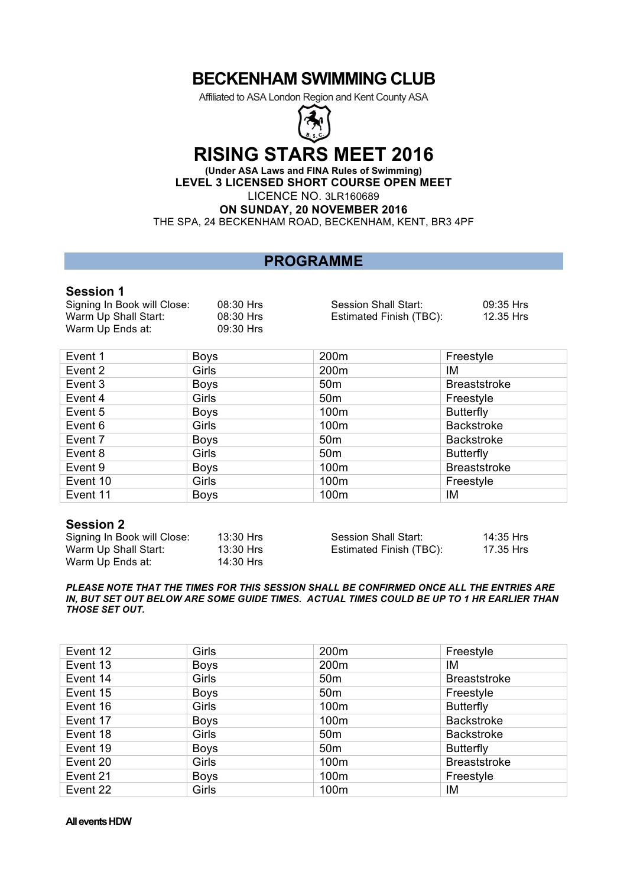# BECKENHAM SWIMMING CLUB

Affiliated to ASA London Region and Kent County ASA

# RISING STARS MEET 2016

**(Under ASA Laws and FINA Rules of Swimming)**
**LEVEL 3 LICENSED SHORT COURSE OPEN MEET**
LICENCE NO. 3LR160689
**ON SUNDAY, 20 NOVEMBER 2016**
THE SPA, 24 BECKENHAM ROAD, BECKENHAM, KENT, BR3 4PF

## PROGRAMME

### Session 1

Signing In Book will Close: 08:30 Hrs
Warm Up Shall Start: 08:30 Hrs
Warm Up Ends at: 09:30 Hrs
Session Shall Start: 09:35 Hrs
Estimated Finish (TBC): 12.35 Hrs

| | | | |
|---|---|---|---|
| Event 1 | Boys | 200m | Freestyle |
| Event 2 | Girls | 200m | IM |
| Event 3 | Boys | 50m | Breaststroke |
| Event 4 | Girls | 50m | Freestyle |
| Event 5 | Boys | 100m | Butterfly |
| Event 6 | Girls | 100m | Backstroke |
| Event 7 | Boys | 50m | Backstroke |
| Event 8 | Girls | 50m | Butterfly |
| Event 9 | Boys | 100m | Breaststroke |
| Event 10 | Girls | 100m | Freestyle |
| Event 11 | Boys | 100m | IM |

### Session 2

Signing In Book will Close: 13:30 Hrs
Warm Up Shall Start: 13:30 Hrs
Warm Up Ends at: 14:30 Hrs
Session Shall Start: 14:35 Hrs
Estimated Finish (TBC): 17.35 Hrs

***PLEASE NOTE THAT THE TIMES FOR THIS SESSION SHALL BE CONFIRMED ONCE ALL THE ENTRIES ARE IN, BUT SET OUT BELOW ARE SOME GUIDE TIMES. ACTUAL TIMES COULD BE UP TO 1 HR EARLIER THAN THOSE SET OUT.***

| | | | |
|---|---|---|---|
| Event 12 | Girls | 200m | Freestyle |
| Event 13 | Boys | 200m | IM |
| Event 14 | Girls | 50m | Breaststroke |
| Event 15 | Boys | 50m | Freestyle |
| Event 16 | Girls | 100m | Butterfly |
| Event 17 | Boys | 100m | Backstroke |
| Event 18 | Girls | 50m | Backstroke |
| Event 19 | Boys | 50m | Butterfly |
| Event 20 | Girls | 100m | Breaststroke |
| Event 21 | Boys | 100m | Freestyle |
| Event 22 | Girls | 100m | IM |

**All events HDW**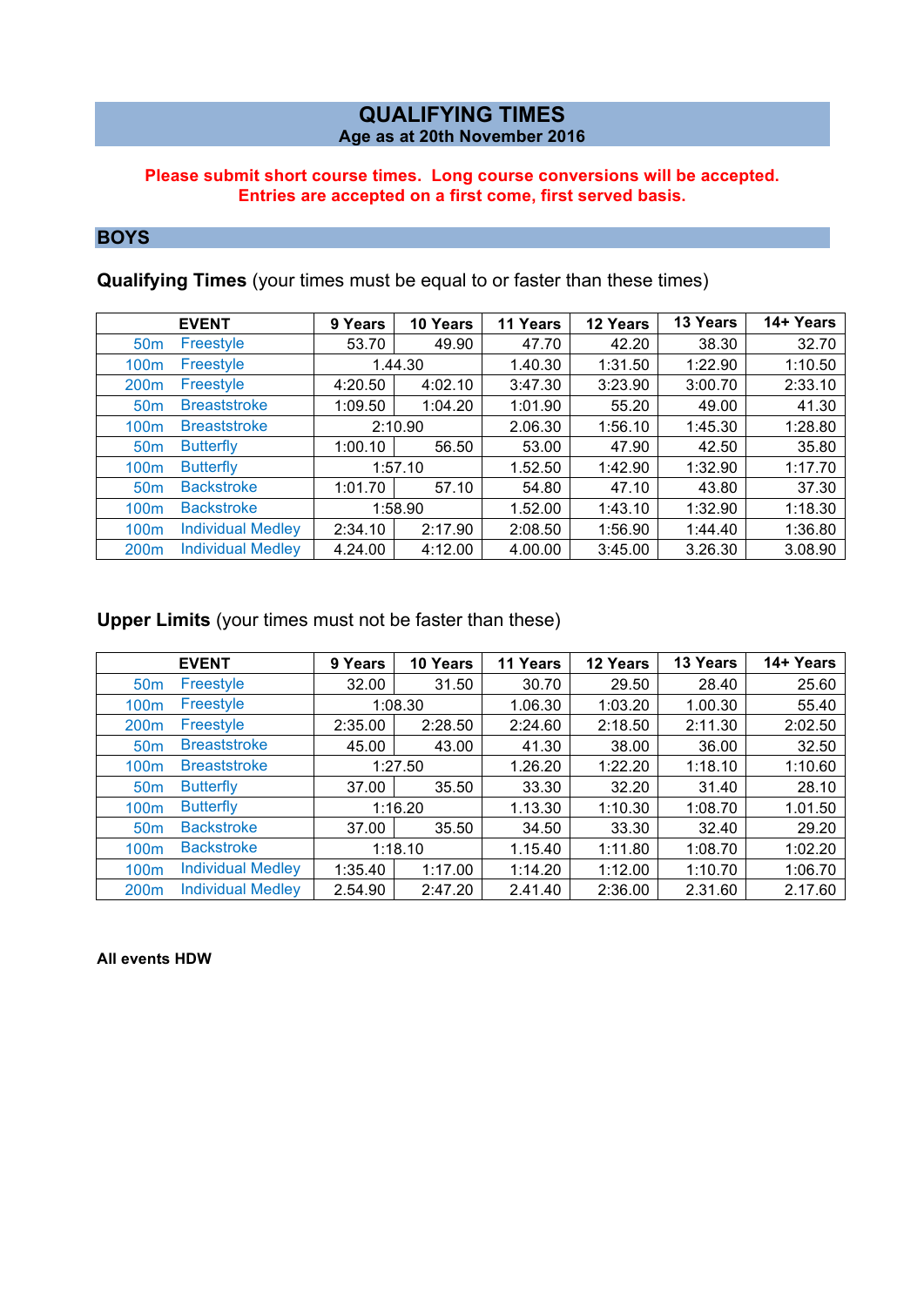# QUALIFYING TIMES

**Age as at 20th November 2016**

**Please submit short course times. Long course conversions will be accepted.**
**Entries are accepted on a first come, first served basis.**

## BOYS

**Qualifying Times** (your times must be equal to or faster than these times)

| EVENT | | 9 Years | 10 Years | 11 Years | 12 Years | 13 Years | 14+ Years |
|---|---|---|---|---|---|---|---|
| 50m | Freestyle | 53.70 | 49.90 | 47.70 | 42.20 | 38.30 | 32.70 |
| 100m | Freestyle | 1.44.30 | | 1.40.30 | 1:31.50 | 1:22.90 | 1:10.50 |
| 200m | Freestyle | 4:20.50 | 4:02.10 | 3:47.30 | 3:23.90 | 3:00.70 | 2:33.10 |
| 50m | Breaststroke | 1:09.50 | 1:04.20 | 1:01.90 | 55.20 | 49.00 | 41.30 |
| 100m | Breaststroke | 2:10.90 | | 2.06.30 | 1:56.10 | 1:45.30 | 1:28.80 |
| 50m | Butterfly | 1:00.10 | 56.50 | 53.00 | 47.90 | 42.50 | 35.80 |
| 100m | Butterfly | 1:57.10 | | 1.52.50 | 1:42.90 | 1:32.90 | 1:17.70 |
| 50m | Backstroke | 1:01.70 | 57.10 | 54.80 | 47.10 | 43.80 | 37.30 |
| 100m | Backstroke | 1:58.90 | | 1.52.00 | 1:43.10 | 1:32.90 | 1:18.30 |
| 100m | Individual Medley | 2:34.10 | 2:17.90 | 2:08.50 | 1:56.90 | 1:44.40 | 1:36.80 |
| 200m | Individual Medley | 4.24.00 | 4:12.00 | 4.00.00 | 3:45.00 | 3.26.30 | 3.08.90 |

**Upper Limits** (your times must not be faster than these)

| EVENT | | 9 Years | 10 Years | 11 Years | 12 Years | 13 Years | 14+ Years |
|---|---|---|---|---|---|---|---|
| 50m | Freestyle | 32.00 | 31.50 | 30.70 | 29.50 | 28.40 | 25.60 |
| 100m | Freestyle | 1:08.30 | | 1.06.30 | 1:03.20 | 1.00.30 | 55.40 |
| 200m | Freestyle | 2:35.00 | 2:28.50 | 2:24.60 | 2:18.50 | 2:11.30 | 2:02.50 |
| 50m | Breaststroke | 45.00 | 43.00 | 41.30 | 38.00 | 36.00 | 32.50 |
| 100m | Breaststroke | 1:27.50 | | 1.26.20 | 1:22.20 | 1:18.10 | 1:10.60 |
| 50m | Butterfly | 37.00 | 35.50 | 33.30 | 32.20 | 31.40 | 28.10 |
| 100m | Butterfly | 1:16.20 | | 1.13.30 | 1:10.30 | 1:08.70 | 1.01.50 |
| 50m | Backstroke | 37.00 | 35.50 | 34.50 | 33.30 | 32.40 | 29.20 |
| 100m | Backstroke | 1:18.10 | | 1.15.40 | 1:11.80 | 1:08.70 | 1:02.20 |
| 100m | Individual Medley | 1:35.40 | 1:17.00 | 1:14.20 | 1:12.00 | 1:10.70 | 1:06.70 |
| 200m | Individual Medley | 2.54.90 | 2:47.20 | 2.41.40 | 2:36.00 | 2.31.60 | 2.17.60 |

**All events HDW**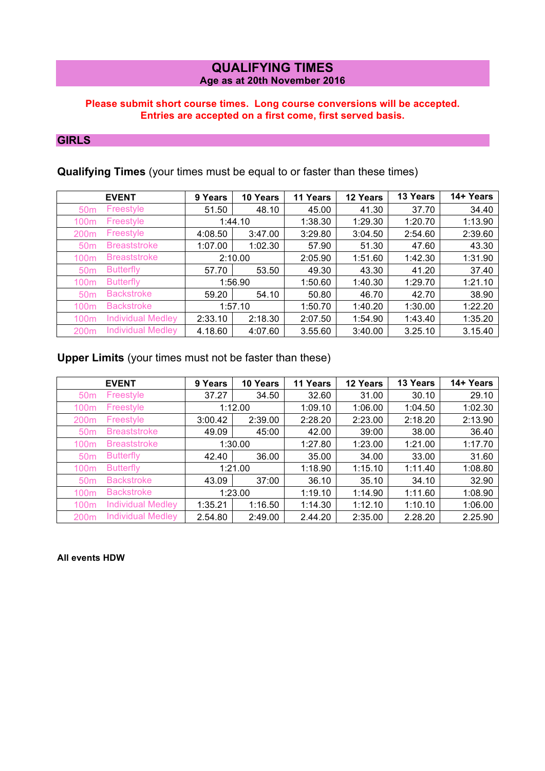# QUALIFYING TIMES

**Age as at 20th November 2016**

**Please submit short course times. Long course conversions will be accepted.**
**Entries are accepted on a first come, first served basis.**

## GIRLS

**Qualifying Times** (your times must be equal to or faster than these times)

| EVENT | | 9 Years | 10 Years | 11 Years | 12 Years | 13 Years | 14+ Years |
|---|---|---|---|---|---|---|---|
| 50m | Freestyle | 51.50 | 48.10 | 45.00 | 41.30 | 37.70 | 34.40 |
| 100m | Freestyle | 1:44.10 | | 1:38.30 | 1:29.30 | 1:20.70 | 1:13.90 |
| 200m | Freestyle | 4:08.50 | 3:47.00 | 3:29.80 | 3:04.50 | 2:54.60 | 2:39.60 |
| 50m | Breaststroke | 1:07.00 | 1:02.30 | 57.90 | 51.30 | 47.60 | 43.30 |
| 100m | Breaststroke | 2:10.00 | | 2:05.90 | 1:51.60 | 1:42.30 | 1:31.90 |
| 50m | Butterfly | 57.70 | 53.50 | 49.30 | 43.30 | 41.20 | 37.40 |
| 100m | Butterfly | 1:56.90 | | 1:50.60 | 1:40.30 | 1:29.70 | 1:21.10 |
| 50m | Backstroke | 59.20 | 54.10 | 50.80 | 46.70 | 42.70 | 38.90 |
| 100m | Backstroke | 1:57.10 | | 1:50.70 | 1:40.20 | 1:30.00 | 1:22.20 |
| 100m | Individual Medley | 2:33.10 | 2:18.30 | 2:07.50 | 1:54.90 | 1:43.40 | 1:35.20 |
| 200m | Individual Medley | 4.18.60 | 4:07.60 | 3.55.60 | 3:40.00 | 3.25.10 | 3.15.40 |

**Upper Limits** (your times must not be faster than these)

| EVENT | | 9 Years | 10 Years | 11 Years | 12 Years | 13 Years | 14+ Years |
|---|---|---|---|---|---|---|---|
| 50m | Freestyle | 37.27 | 34.50 | 32.60 | 31.00 | 30.10 | 29.10 |
| 100m | Freestyle | 1:12.00 | | 1:09.10 | 1:06.00 | 1:04.50 | 1:02.30 |
| 200m | Freestyle | 3:00.42 | 2:39.00 | 2:28.20 | 2:23.00 | 2:18.20 | 2:13.90 |
| 50m | Breaststroke | 49.09 | 45:00 | 42.00 | 39:00 | 38.00 | 36.40 |
| 100m | Breaststroke | 1:30.00 | | 1:27.80 | 1:23.00 | 1:21.00 | 1:17.70 |
| 50m | Butterfly | 42.40 | 36.00 | 35.00 | 34.00 | 33.00 | 31.60 |
| 100m | Butterfly | 1:21.00 | | 1:18.90 | 1:15.10 | 1:11.40 | 1:08.80 |
| 50m | Backstroke | 43.09 | 37:00 | 36.10 | 35.10 | 34.10 | 32.90 |
| 100m | Backstroke | 1:23.00 | | 1:19.10 | 1:14.90 | 1:11.60 | 1:08.90 |
| 100m | Individual Medley | 1:35.21 | 1:16.50 | 1:14.30 | 1:12.10 | 1:10.10 | 1:06.00 |
| 200m | Individual Medley | 2.54.80 | 2:49.00 | 2.44.20 | 2:35.00 | 2.28.20 | 2.25.90 |

**All events HDW**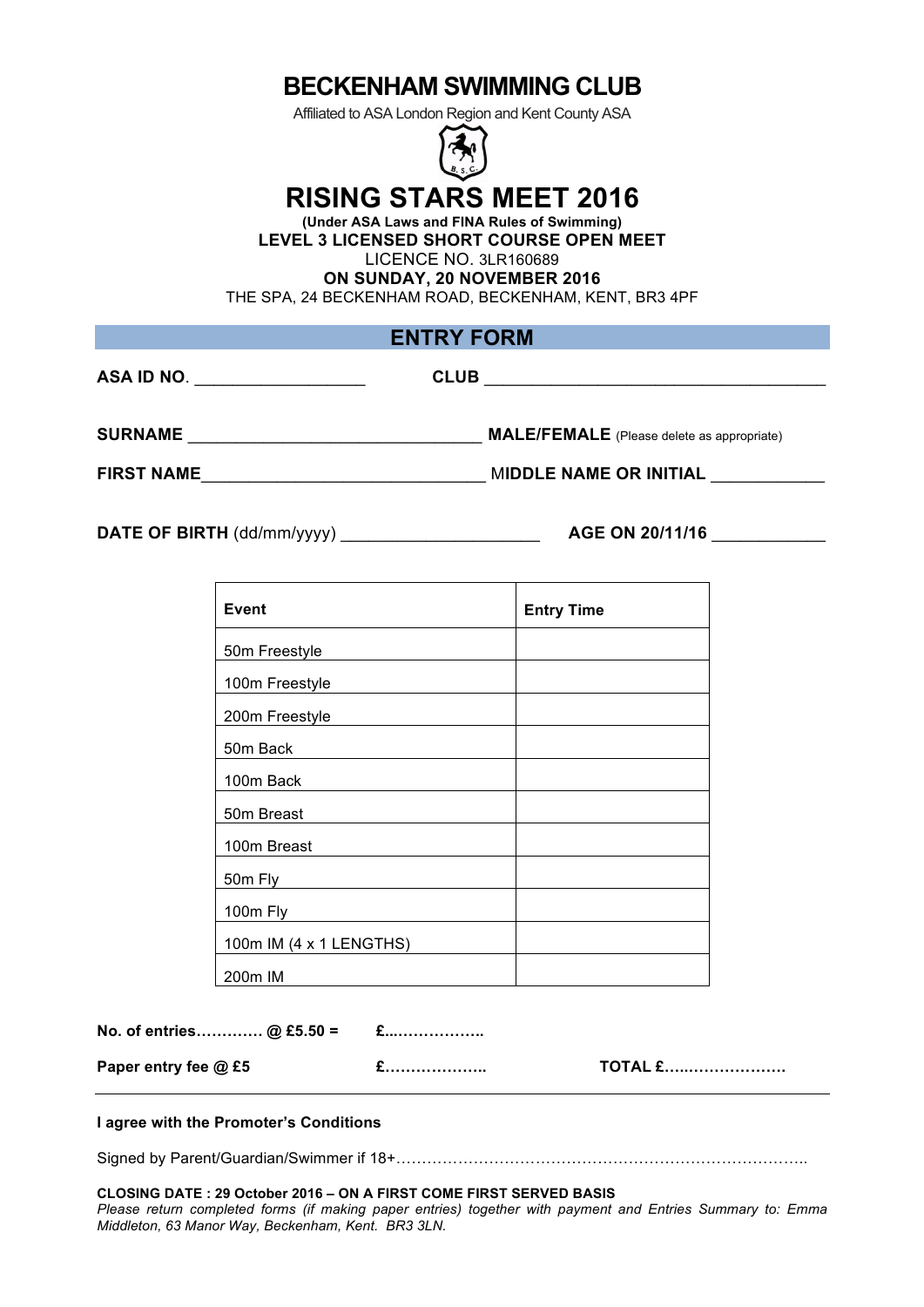# BECKENHAM SWIMMING CLUB

Affiliated to ASA London Region and Kent County ASA

# RISING STARS MEET 2016

**(Under ASA Laws and FINA Rules of Swimming)**

**LEVEL 3 LICENSED SHORT COURSE OPEN MEET**

LICENCE NO. 3LR160689

**ON SUNDAY, 20 NOVEMBER 2016**

THE SPA, 24 BECKENHAM ROAD, BECKENHAM, KENT, BR3 4PF

## ENTRY FORM

**ASA ID NO**. __________________ **CLUB** ____________________________________

**SURNAME** _______________________________ **MALE/FEMALE** (Please delete as appropriate)

**FIRST NAME**______________________________ **MIDDLE NAME OR INITIAL** ____________

**DATE OF BIRTH** (dd/mm/yyyy) _____________________ **AGE ON 20/11/16** ____________

| Event | Entry Time |
|---|---|
| 50m Freestyle | |
| 100m Freestyle | |
| 200m Freestyle | |
| 50m Back | |
| 100m Back | |
| 50m Breast | |
| 100m Breast | |
| 50m Fly | |
| 100m Fly | |
| 100m IM (4 x 1 LENGTHS) | |
| 200m IM | |

**No. of entries………… @ £5.50 =** **£..………………**

**Paper entry fee @ £5** **£………………..** **TOTAL £…..………………**

---

**I agree with the Promoter's Conditions**

Signed by Parent/Guardian/Swimmer if 18+……………………………………………………………………..

**CLOSING DATE : 29 October 2016 – ON A FIRST COME FIRST SERVED BASIS**

*Please return completed forms (if making paper entries) together with payment and Entries Summary to: Emma Middleton, 63 Manor Way, Beckenham, Kent. BR3 3LN.*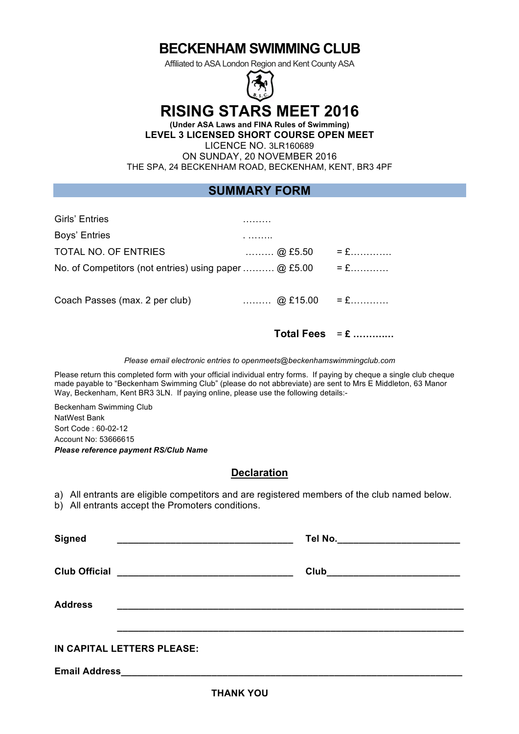# BECKENHAM SWIMMING CLUB

Affiliated to ASA London Region and Kent County ASA

# RISING STARS MEET 2016

**(Under ASA Laws and FINA Rules of Swimming)**

**LEVEL 3 LICENSED SHORT COURSE OPEN MEET**

LICENCE NO. 3LR160689

ON SUNDAY, 20 NOVEMBER 2016

THE SPA, 24 BECKENHAM ROAD, BECKENHAM, KENT, BR3 4PF

## SUMMARY FORM

| | | |
|---|---|---|
| Girls' Entries | ……… | |
| Boys' Entries | . …….. | |
| TOTAL NO. OF ENTRIES | ……… @ £5.50 | = £…………. |
| No. of Competitors (not entries) using paper | ………. @ £5.00 | = £………… |
| Coach Passes (max. 2 per club) | ……… @ £15.00 | = £………… |
| | **Total Fees** | = **£ ………...** |

*Please email electronic entries to openmeets@beckenhamswimmingclub.com*

Please return this completed form with your official individual entry forms. If paying by cheque a single club cheque made payable to "Beckenham Swimming Club" (please do not abbreviate) are sent to Mrs E Middleton, 63 Manor Way, Beckenham, Kent BR3 3LN. If paying online, please use the following details:-

Beckenham Swimming Club
NatWest Bank
Sort Code : 60-02-12
Account No: 53666615
***Please reference payment RS/Club Name***

## Declaration

a) All entrants are eligible competitors and are registered members of the club named below.
b) All entrants accept the Promoters conditions.

**Signed** ________________________________ **Tel No.**______________________

**Club Official** ________________________________ **Club**_______________________

**Address** ____________________________________________________________

____________________________________________________________

**IN CAPITAL LETTERS PLEASE:**

**Email Address**____________________________________________________________

**THANK YOU**